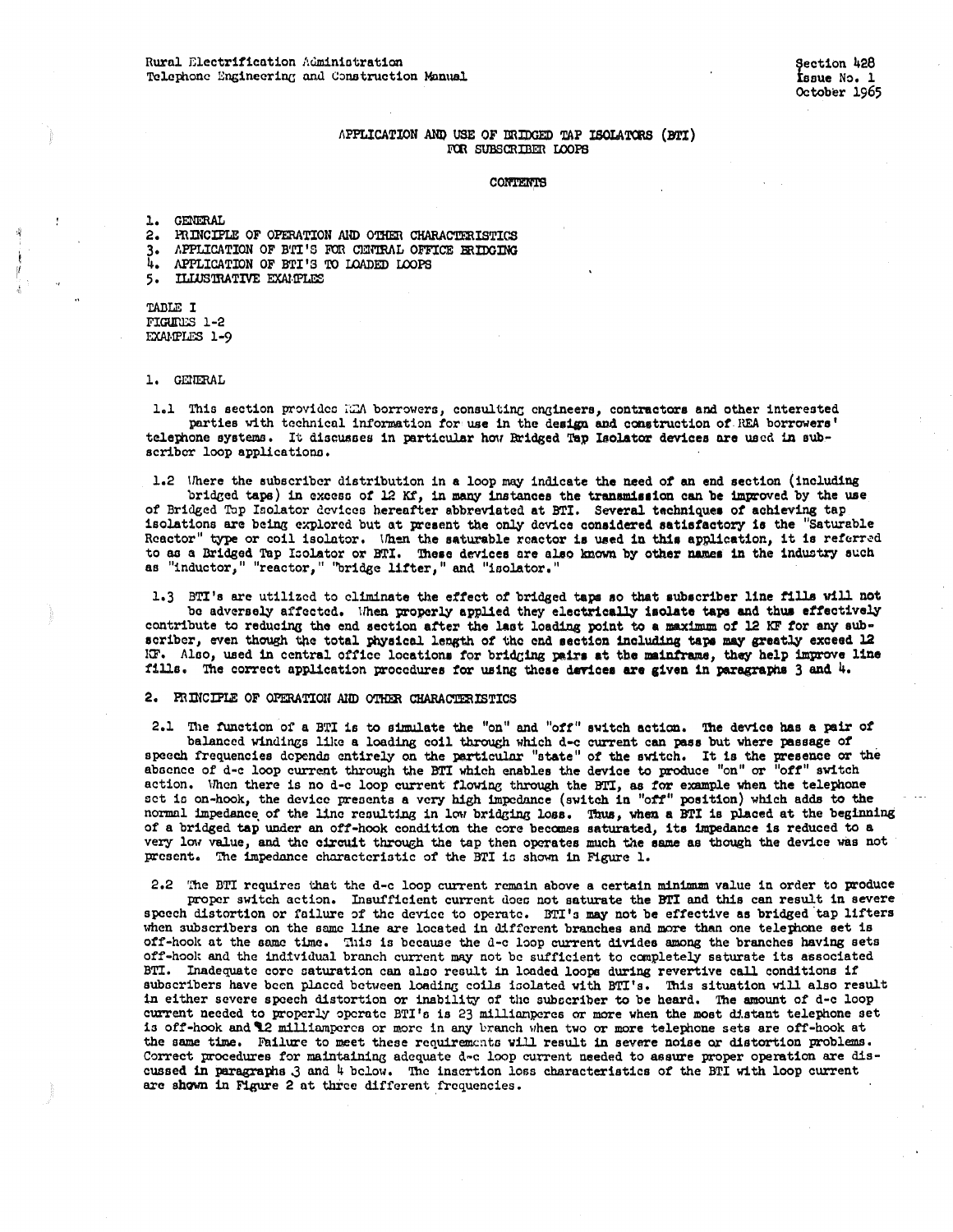Rural Electrification Administration
Telephone Engineering and Construction Manual

Section 428
Issue No. 1
October 1965

# APPLICATION AND USE OF BRIDGED TAP ISOLATORS (BTI) FOR SUBSCRIBER LOOPS

CONTENTS

1. GENERAL
2. PRINCIPLE OF OPERATION AND OTHER CHARACTERISTICS
3. APPLICATION OF BTI'S FOR CENTRAL OFFICE BRIDGING
4. APPLICATION OF BTI'S TO LOADED LOOPS
5. ILLUSTRATIVE EXAMPLES

TABLE I
FIGURES 1-2
EXAMPLES 1-9

## 1. GENERAL

1.1 This section provides REA borrowers, consulting engineers, contractors and other interested parties with technical information for use in the design and construction of REA borrowers' telephone systems. It discusses in particular how Bridged Tap Isolator devices are used in subscriber loop applications.

1.2 Where the subscriber distribution in a loop may indicate the need of an end section (including bridged taps) in excess of 12 Kf, in many instances the transmission can be improved by the use of Bridged Tap Isolator devices hereafter abbreviated at BTI. Several techniques of achieving tap isolations are being explored but at present the only device considered satisfactory is the "Saturable Reactor" type or coil isolator. When the saturable reactor is used in this application, it is referred to as a Bridged Tap Isolator or BTI. These devices are also known by other names in the industry such as "inductor," "reactor," "bridge lifter," and "isolator."

1.3 BTI's are utilized to eliminate the effect of bridged taps so that subscriber line fills will not be adversely affected. When properly applied they electrically isolate taps and thus effectively contribute to reducing the end section after the last loading point to a maximum of 12 KF for any subscriber, even though the total physical length of the end section including taps may greatly exceed 12 KF. Also, used in central office locations for bridging pairs at the mainframe, they help improve line fills. The correct application procedures for using these devices are given in paragraphs 3 and 4.

## 2. PRINCIPLE OF OPERATION AND OTHER CHARACTERISTICS

2.1 The function of a BTI is to simulate the "on" and "off" switch action. The device has a pair of balanced windings like a loading coil through which d-c current can pass but where passage of speech frequencies depends entirely on the particular "state" of the switch. It is the presence or the absence of d-c loop current through the BTI which enables the device to produce "on" or "off" switch action. When there is no d-c loop current flowing through the BTI, as for example when the telephone set is on-hook, the device presents a very high impedance (switch in "off" position) which adds to the normal impedance of the line resulting in low bridging loss. Thus, when a BTI is placed at the beginning of a bridged tap under an off-hook condition the core becomes saturated, its impedance is reduced to a very low value, and the circuit through the tap then operates much the same as though the device was not present. The impedance characteristic of the BTI is shown in Figure 1.

2.2 The BTI requires that the d-c loop current remain above a certain minimum value in order to produce proper switch action. Insufficient current does not saturate the BTI and this can result in severe speech distortion or failure of the device to operate. BTI's may not be effective as bridged tap lifters when subscribers on the same line are located in different branches and more than one telephone set is off-hook at the same time. This is because the d-c loop current divides among the branches having sets off-hook and the individual branch current may not be sufficient to completely saturate its associated BTI. Inadequate core saturation can also result in loaded loops during revertive call conditions if subscribers have been placed between loading coils isolated with BTI's. This situation will also result in either severe speech distortion or inability of the subscriber to be heard. The amount of d-c loop current needed to properly operate BTI's is 23 milliamperes or more when the most distant telephone set is off-hook and 12 milliamperes or more in any branch when two or more telephone sets are off-hook at the same time. Failure to meet these requirements will result in severe noise or distortion problems. Correct procedures for maintaining adequate d-c loop current needed to assure proper operation are discussed in paragraphs 3 and 4 below. The insertion loss characteristics of the BTI with loop current are shown in Figure 2 at three different frequencies.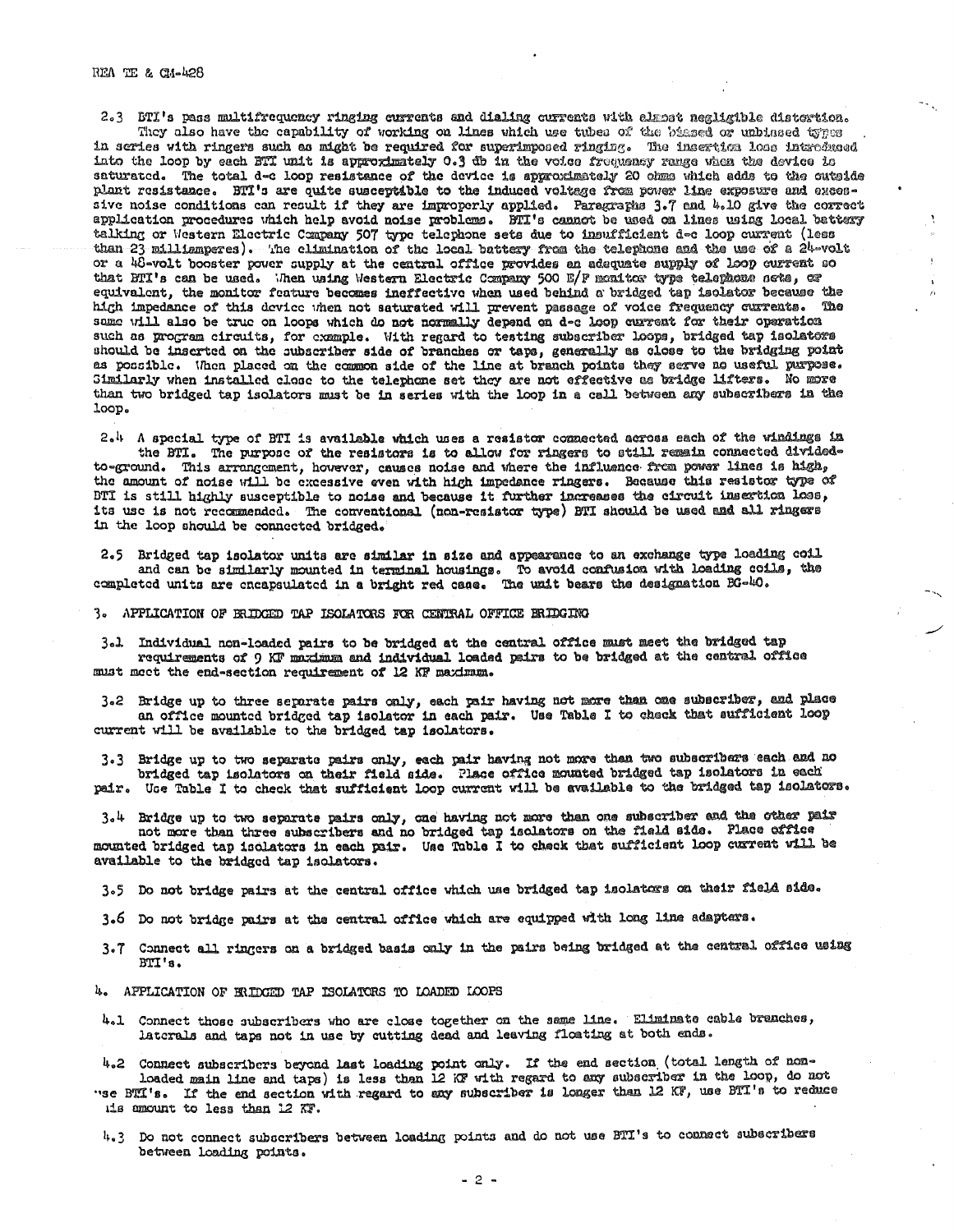2.3 BTI's pass multifrequency ringing currents and dialing currents with almost negligible distortion. They also have the capability of working on lines which use tubes of the biased or unbiased types in series with ringers such as might be required for superimposed ringing. The insertion loss introduced into the loop by each BTI unit is approximately 0.3 db in the voice frequency range when the device is saturated. The total d-c loop resistance of the device is approximately 20 ohms which adds to the outside plant resistance. BTI's are quite susceptible to the induced voltage from power line exposure and excessive noise conditions can result if they are improperly applied. Paragraphs 3.7 and 4.10 give the correct application procedures which help avoid noise problems. BTI's cannot be used on lines using local battery talking or Western Electric Company 507 type telephone sets due to insufficient d-c loop current (less than 23 milliamperes). The elimination of the local battery from the telephone and the use of a 24-volt or a 48-volt booster power supply at the central office provides an adequate supply of loop current so that BTI's can be used. When using Western Electric Company 500 E/F monitor type telephone sets, or equivalent, the monitor feature becomes ineffective when used behind a bridged tap isolator because the high impedance of this device when not saturated will prevent passage of voice frequency currents. The same will also be true on loops which do not normally depend on d-c loop current for their operation such as program circuits, for example. With regard to testing subscriber loops, bridged tap isolators should be inserted on the subscriber side of branches or taps, generally as close to the bridging point as possible. When placed on the common side of the line at branch points they serve no useful purpose. Similarly when installed close to the telephone set they are not effective as bridge lifters. No more than two bridged tap isolators must be in series with the loop in a call between any subscribers in the loop.

2.4 A special type of BTI is available which uses a resistor connected across each of the windings in the BTI. The purpose of the resistors is to allow for ringers to still remain connected divided-to-ground. This arrangement, however, causes noise and where the influence from power lines is high, the amount of noise will be excessive even with high impedance ringers. Because this resistor type of BTI is still highly susceptible to noise and because it further increases the circuit insertion loss, its use is not recommended. The conventional (non-resistor type) BTI should be used and all ringers in the loop should be connected bridged.

2.5 Bridged tap isolator units are similar in size and appearance to an exchange type loading coil and can be similarly mounted in terminal housings. To avoid confusion with loading coils, the completed units are encapsulated in a bright red case. The unit bears the designation BG-40.

## 3. APPLICATION OF BRIDGED TAP ISOLATORS FOR CENTRAL OFFICE BRIDGING

3.1 Individual non-loaded pairs to be bridged at the central office must meet the bridged tap requirements of 9 KF maximum and individual loaded pairs to be bridged at the central office must meet the end-section requirement of 12 KF maximum.

3.2 Bridge up to three separate pairs only, each pair having not more than one subscriber, and place an office mounted bridged tap isolator in each pair. Use Table I to check that sufficient loop current will be available to the bridged tap isolators.

3.3 Bridge up to two separate pairs only, each pair having not more than two subscribers each and no bridged tap isolators on their field side. Place office mounted bridged tap isolators in each pair. Use Table I to check that sufficient loop current will be available to the bridged tap isolators.

3.4 Bridge up to two separate pairs only, one having not more than one subscriber and the other pair not more than three subscribers and no bridged tap isolators on the field side. Place office mounted bridged tap isolators in each pair. Use Table I to check that sufficient loop current will be available to the bridged tap isolators.

3.5 Do not bridge pairs at the central office which use bridged tap isolators on their field side.

3.6 Do not bridge pairs at the central office which are equipped with long line adapters.

3.7 Connect all ringers on a bridged basis only in the pairs being bridged at the central office using BTI's.

## 4. APPLICATION OF BRIDGED TAP ISOLATORS TO LOADED LOOPS

4.1 Connect those subscribers who are close together on the same line. Eliminate cable branches, laterals and taps not in use by cutting dead and leaving floating at both ends.

4.2 Connect subscribers beyond last loading point only. If the end section (total length of non-loaded main line and taps) is less than 12 KF with regard to any subscriber in the loop, do not use BTI's. If the end section with regard to any subscriber is longer than 12 KF, use BTI's to reduce its amount to less than 12 KF.

4.3 Do not connect subscribers between loading points and do not use BTI's to connect subscribers between loading points.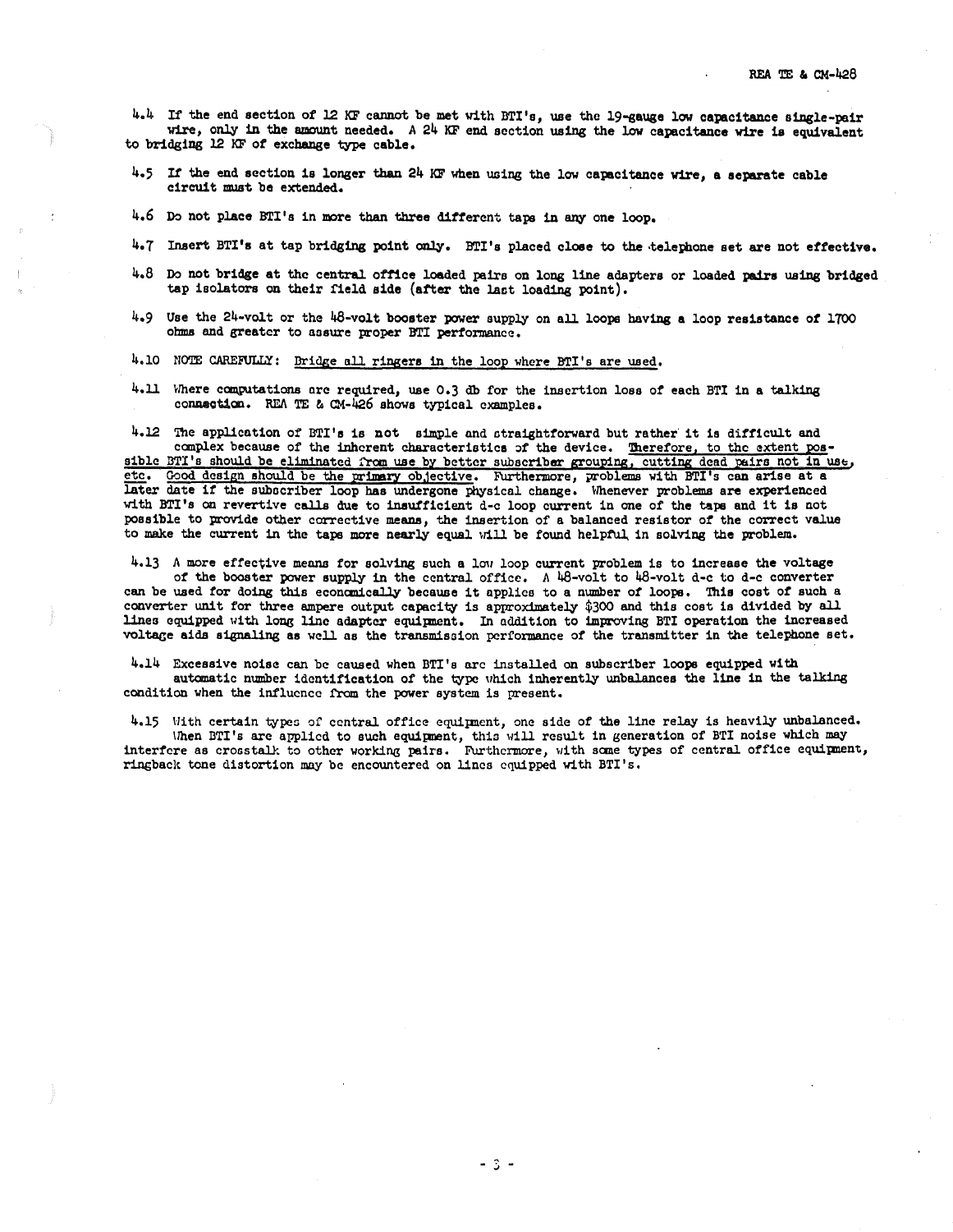4.4 If the end section of 12 KF cannot be met with BTI's, use the 19-gauge low capacitance single-pair wire, only in the amount needed. A 24 KF end section using the low capacitance wire is equivalent to bridging 12 KF of exchange type cable.

4.5 If the end section is longer than 24 KF when using the low capacitance wire, a separate cable circuit must be extended.

4.6 Do not place BTI's in more than three different taps in any one loop.

4.7 Insert BTI's at tap bridging point only. BTI's placed close to the telephone set are not effective.

4.8 Do not bridge at the central office loaded pairs on long line adapters or loaded pairs using bridged tap isolators on their field side (after the last loading point).

4.9 Use the 24-volt or the 48-volt booster power supply on all loops having a loop resistance of 1700 ohms and greater to assure proper BTI performance.

4.10 NOTE CAREFULLY: <u>Bridge all ringers in the loop where BTI's are used.</u>

4.11 Where computations are required, use 0.3 db for the insertion loss of each BTI in a talking connection. REA TE & CM-426 shows typical examples.

4.12 The application of BTI's is not simple and straightforward but rather it is difficult and complex because of the inherent characteristics of the device. <u>Therefore, to the extent possible BTI's should be eliminated from use by better subscriber grouping, cutting dead pairs not in use, etc. Good design should be the primary objective.</u> Furthermore, problems with BTI's can arise at a later date if the subscriber loop has undergone physical change. Whenever problems are experienced with BTI's on revertive calls due to insufficient d-c loop current in one of the taps and it is not possible to provide other corrective means, the insertion of a balanced resistor of the correct value to make the current in the taps more nearly equal will be found helpful in solving the problem.

4.13 A more effective means for solving such a low loop current problem is to increase the voltage of the booster power supply in the central office. A 48-volt to 48-volt d-c to d-c converter can be used for doing this economically because it applies to a number of loops. This cost of such a converter unit for three ampere output capacity is approximately $300 and this cost is divided by all lines equipped with long line adapter equipment. In addition to improving BTI operation the increased voltage aids signaling as well as the transmission performance of the transmitter in the telephone set.

4.14 Excessive noise can be caused when BTI's are installed on subscriber loops equipped with automatic number identification of the type which inherently unbalances the line in the talking condition when the influence from the power system is present.

4.15 With certain types of central office equipment, one side of the line relay is heavily unbalanced. When BTI's are applied to such equipment, this will result in generation of BTI noise which may interfere as crosstalk to other working pairs. Furthermore, with some types of central office equipment, ringback tone distortion may be encountered on lines equipped with BTI's.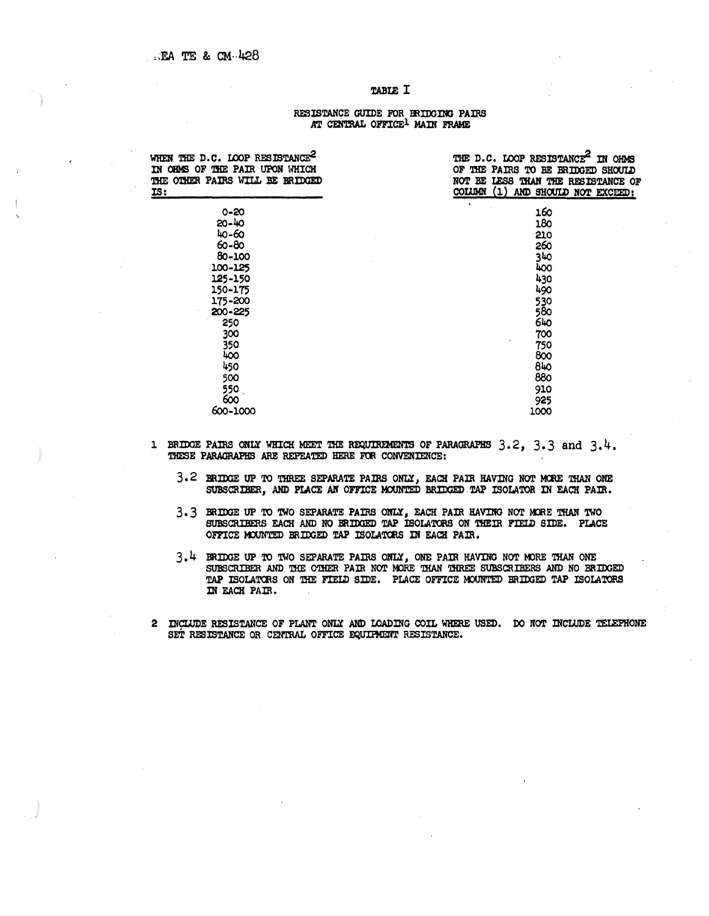# TABLE I

## RESISTANCE GUIDE FOR BRIDGING PAIRS AT CENTRAL OFFICE[1] MAIN FRAME

| WHEN THE D.C. LOOP RESISTANCE[2] IN OHMS OF THE PAIR UPON WHICH THE OTHER PAIRS WILL BE BRIDGED IS: | THE D.C. LOOP RESISTANCE[2] IN OHMS OF THE PAIRS TO BE BRIDGED SHOULD NOT BE LESS THAN THE RESISTANCE OF COLUMN (1) AND SHOULD NOT EXCEED: |
|---|---|
| 0-20 | 160 |
| 20-40 | 180 |
| 40-60 | 210 |
| 60-80 | 260 |
| 80-100 | 340 |
| 100-125 | 400 |
| 125-150 | 430 |
| 150-175 | 490 |
| 175-200 | 530 |
| 200-225 | 580 |
| 250 | 640 |
| 300 | 700 |
| 350 | 750 |
| 400 | 800 |
| 450 | 840 |
| 500 | 880 |
| 550 | 910 |
| 600 | 925 |
| 600-1000 | 1000 |

1 BRIDGE PAIRS ONLY WHICH MEET THE REQUIREMENTS OF PARAGRAPHS 3.2, 3.3 and 3.4. THESE PARAGRAPHS ARE REPEATED HERE FOR CONVENIENCE:

> 3.2 BRIDGE UP TO THREE SEPARATE PAIRS ONLY, EACH PAIR HAVING NOT MORE THAN ONE SUBSCRIBER, AND PLACE AN OFFICE MOUNTED BRIDGED TAP ISOLATOR IN EACH PAIR.
>
> 3.3 BRIDGE UP TO TWO SEPARATE PAIRS ONLY, EACH PAIR HAVING NOT MORE THAN TWO SUBSCRIBERS EACH AND NO BRIDGED TAP ISOLATORS ON THEIR FIELD SIDE. PLACE OFFICE MOUNTED BRIDGED TAP ISOLATORS IN EACH PAIR.
>
> 3.4 BRIDGE UP TO TWO SEPARATE PAIRS ONLY, ONE PAIR HAVING NOT MORE THAN ONE SUBSCRIBER AND THE OTHER PAIR NOT MORE THAN THREE SUBSCRIBERS AND NO BRIDGED TAP ISOLATORS ON THE FIELD SIDE. PLACE OFFICE MOUNTED BRIDGED TAP ISOLATORS IN EACH PAIR.

2 INCLUDE RESISTANCE OF PLANT ONLY AND LOADING COIL WHERE USED. DO NOT INCLUDE TELEPHONE SET RESISTANCE OR CENTRAL OFFICE EQUIPMENT RESISTANCE.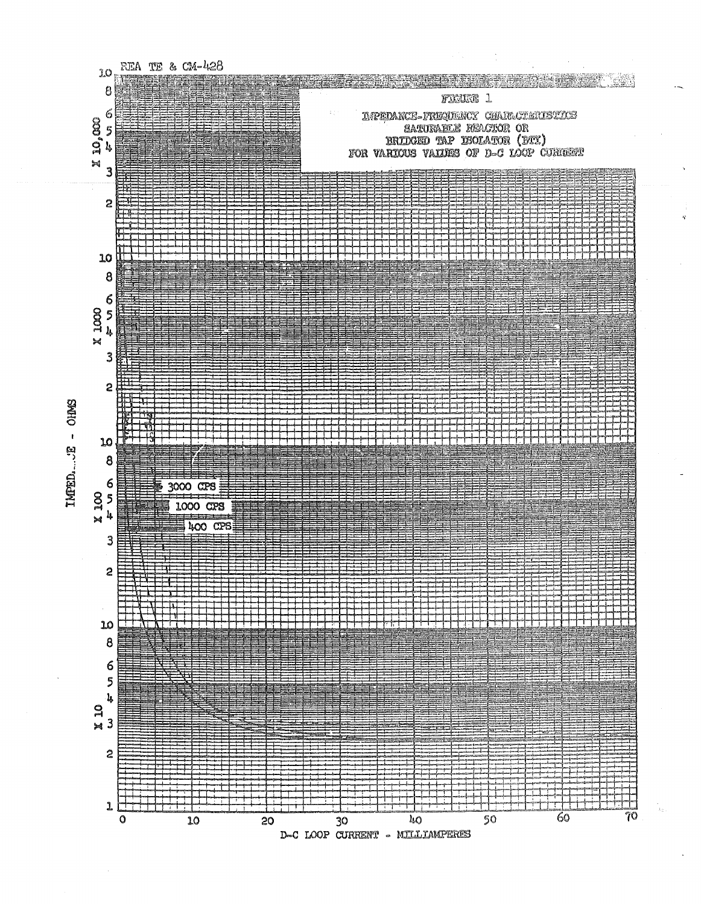REA TE & CM-428

FIGURE 1

IMPEDANCE-FREQUENCY CHARACTERISTICS
SATURABLE REACTOR OR
BRIDGED TAP ISOLATOR (BTI)
FOR VARIOUS VALUES OF D-C LOOP CURRENT

IMPED...CE - OHMS

X 10,000

X 1000

X 100

X 10

3000 CPS

1000 CPS

400 CPS

0 10 20 30 40 50 60 70

D-C LOOP CURRENT - MILLIAMPERES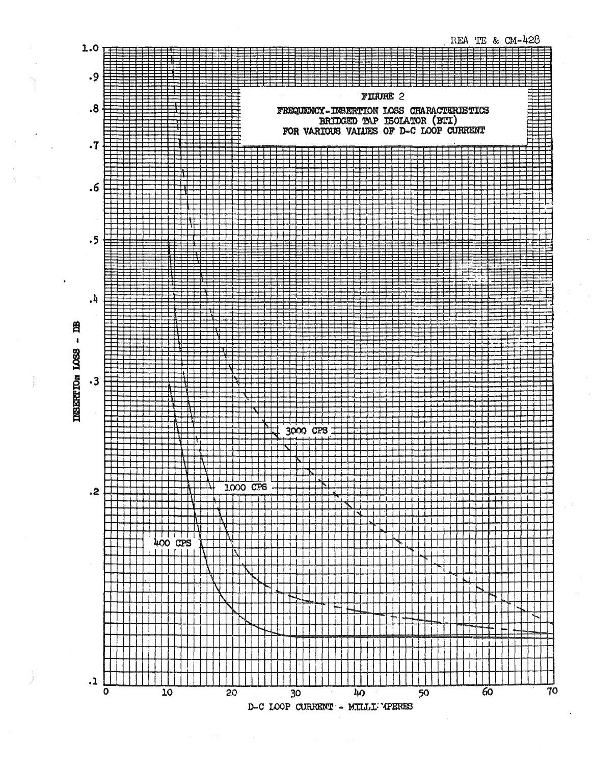REA TE & CM-428

FIGURE 2

FREQUENCY-INSERTION LOSS CHARACTERISTICS
BRIDGED TAP ISOLATOR (BTI)
FOR VARIOUS VALUES OF D-C LOOP CURRENT

INSERTION LOSS - DB

1.0
.9
.8
.7
.6
.5
.4
.3
.2
.1

3000 CPS

1000 CPS

400 CPS

0 10 20 30 40 50 60 70

D-C LOOP CURRENT - MILLIAMPERES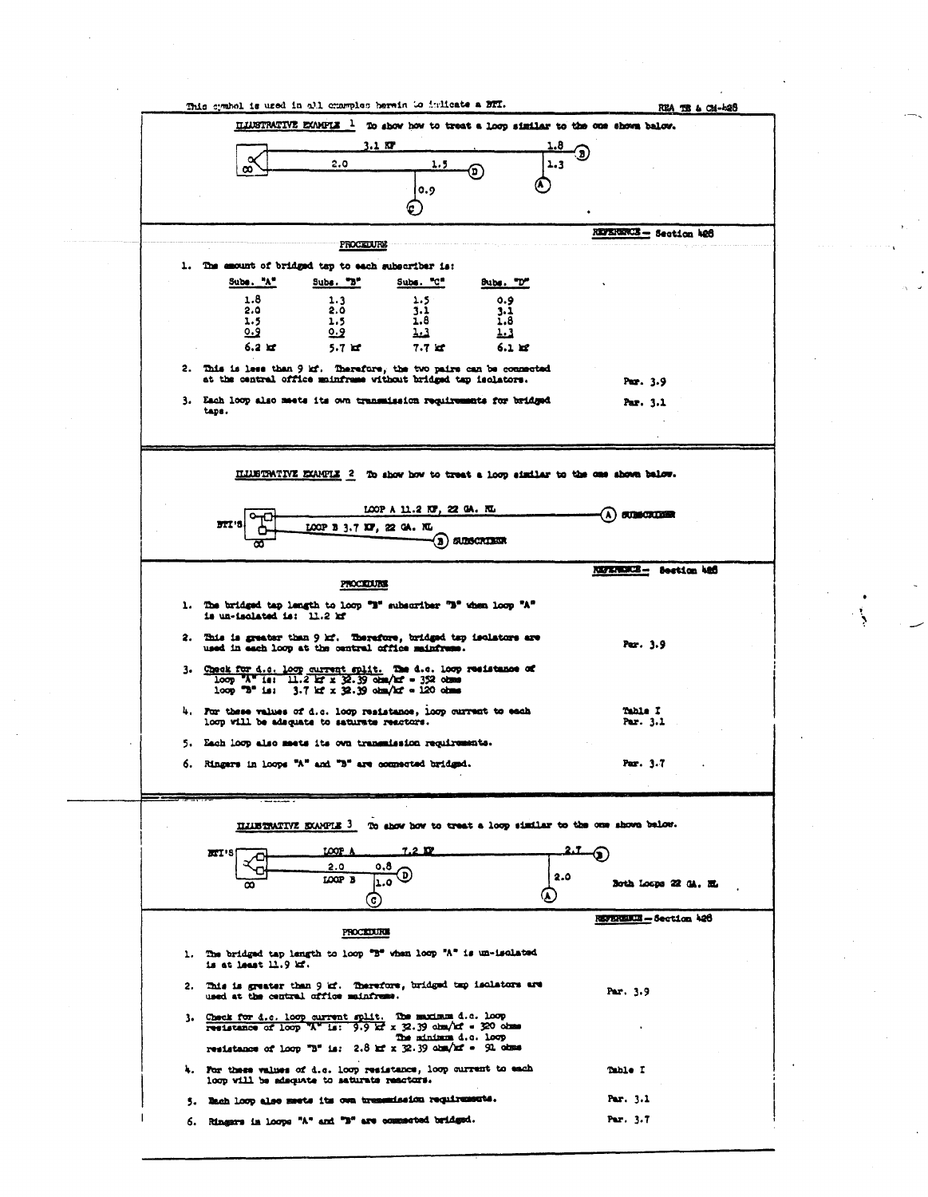This symbol is used in all examples herein to indicate a BTI.

**ILLUSTRATIVE EXAMPLE 1** To show how to treat a loop similar to the one shown below.

3.1 KF | 1.8 | 2.0 | 1.5 | 1.3 | 0.9 | (A) (B) (C) (D)

PROCEDURE

REFERENCE — Section 428

1. The amount of bridged tap to each subscriber is:

| Subs. "A" | Subs. "B" | Subs. "C" | Subs. "D" |
|---|---|---|---|
| 1.8 | 1.3 | 1.5 | 0.9 |
| 2.0 | 2.0 | 3.1 | 3.1 |
| 1.5 | 1.5 | 1.8 | 1.8 |
| 0.9 | 0.9 | 1.3 | 1.3 |
| 6.2 kf | 5.7 kf | 7.7 kf | 6.1 kf |

2. This is less than 9 kf. Therefore, the two pairs can be connected at the central office mainframe without bridged tap isolators. — Par. 3.9

3. Each loop also meets its own transmission requirements for bridged taps. — Par. 3.1

---

**ILLUSTRATIVE EXAMPLE 2** To show how to treat a loop similar to the one shown below.

BTI'S — LOOP A 11.2 KF, 22 GA. NL — (A) SUBSCRIBER; LOOP B 3.7 KF, 22 GA. NL — (B) SUBSCRIBER

PROCEDURE

REFERENCE — Section 428

1. The bridged tap length to loop "B" subscriber "B" when loop "A" is un-isolated is: 11.2 kf

2. This is greater than 9 kf. Therefore, bridged tap isolators are used in each loop at the central office mainframe. — Par. 3.9

3. Check for d.c. loop current split. The d.c. loop resistance of
   loop "A" is: 11.2 kf x 32.39 ohm/kf = 352 ohms
   loop "B" is: 3.7 kf x 32.39 ohm/kf = 120 ohms

4. For these values of d.c. loop resistance, loop current to each loop will be adequate to saturate reactors. — Table I, Par. 3.1

5. Each loop also meets its own transmission requirements.

6. Ringers in loops "A" and "B" are connected bridged. — Par. 3.7

---

**ILLUSTRATIVE EXAMPLE 3** To show how to treat a loop similar to the one shown below.

BTI'S — LOOP A 7.2 KF, 2.7 (B), 2.0 (A); LOOP B 2.0, 0.8 (D), 1.0 (C). Both Loops 22 GA. NL

PROCEDURE

REFERENCE — Section 428

1. The bridged tap length to loop "B" when loop "A" is un-isolated is at least 11.9 kf.

2. This is greater than 9 kf. Therefore, bridged tap isolators are used at the central office mainframe. — Par. 3.9

3. Check for d.c. loop current split. The maximum d.c. loop resistance of loop "A" is: 9.9 kf x 32.39 ohm/kf = 320 ohms
   The minimum d.c. loop resistance of loop "B" is: 2.8 kf x 32.39 ohm/kf = 91 ohms

4. For these values of d.c. loop resistance, loop current to each loop will be adequate to saturate reactors. — Table I

5. Each loop also meets its own transmission requirements. — Par. 3.1

6. Ringers in loops "A" and "B" are connected bridged. — Par. 3.7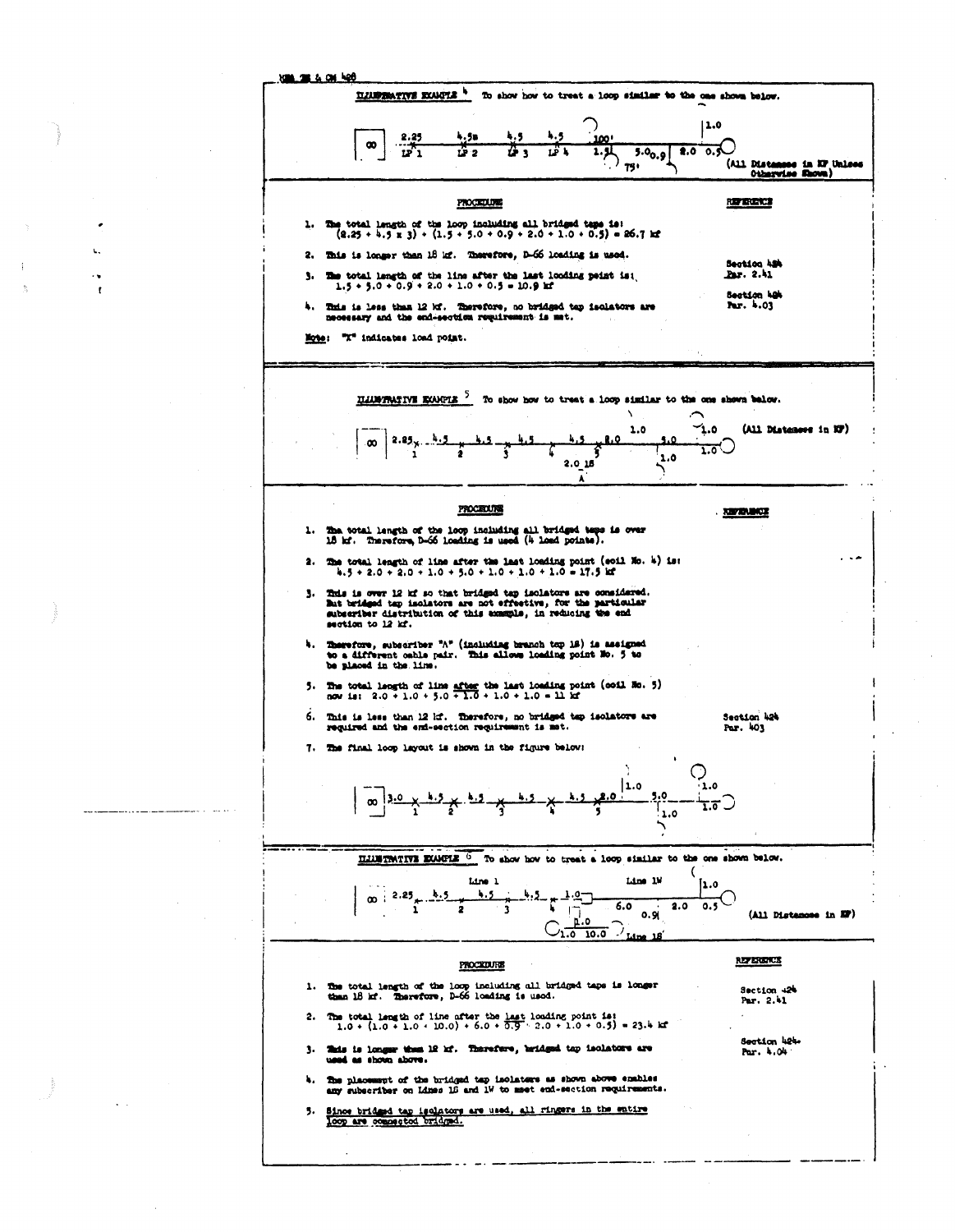**ILLUSTRATIVE EXAMPLE 4** To show how to treat a loop similar to the one shown below.

(All Distances in KF Unless Otherwise Shown)

### PROCEDURE

1. The total length of the loop including all bridged taps is:
   $(2.25 + 4.5 \times 3) + (1.5 + 5.0 + 0.9 + 2.0 + 1.0 + 0.5) = 26.7$ kf

2. This is longer than 18 kf. Therefore, D-66 loading is used. — *Reference: Section 424 Par. 2.41*

3. The total length of the line after the last loading point is:
   $1.5 + 5.0 + 0.9 + 2.0 + 1.0 + 0.5 = 10.9$ kf — *Reference: Section 424 Par. 4.03*

4. This is less than 12 kf. Therefore, no bridged tap isolators are necessary and the end-section requirement is met.

Note: "X" indicates load point.

---

**ILLUSTRATIVE EXAMPLE 5** To show how to treat a loop similar to the one shown below.

(All Distances in KF)

### PROCEDURE

1. The total length of the loop including all bridged taps is over 18 kf. Therefore, D-66 loading is used (4 load points).

2. The total length of line after the last loading point (coil No. 4) is:
   $4.5 + 2.0 + 2.0 + 1.0 + 5.0 + 1.0 + 1.0 + 1.0 = 17.5$ kf

3. This is over 12 kf so that bridged tap isolators are considered. But bridged tap isolators are not effective, for the particular subscriber distribution of this example, in reducing the end section to 12 kf.

4. Therefore, subscriber "A" (including branch tap 18) is assigned to a different cable pair. This allows loading point No. 5 to be placed in the line.

5. The total length of line after the last loading point (coil No. 5) now is: $2.0 + 1.0 + 5.0 + 1.0 + 1.0 + 1.0 = 11$ kf

6. This is less than 12 kf. Therefore, no bridged tap isolators are required and the end-section requirement is met. — *Reference: Section 424 Par. 403*

7. The final loop layout is shown in the figure below:

---

**ILLUSTRATIVE EXAMPLE 6** To show how to treat a loop similar to the one shown below.

(All Distances in KF)

### PROCEDURE

1. The total length of the loop including all bridged taps is longer than 18 kf. Therefore, D-66 loading is used. — *Reference: Section 424 Par. 2.41*

2. The total length of line after the last loading point is:
   $1.0 + (1.0 + 1.0 + 10.0) + 6.0 + 0.9 + 2.0 + 1.0 + 0.5) = 23.4$ kf — *Reference: Section 424 Par. 4.04*

3. This is longer than 12 kf. Therefore, bridged tap isolators are used as shown above.

4. The placement of the bridged tap isolators as shown above enables any subscriber on Lines 1S and 1W to meet end-section requirements.

5. <u>Since bridged tap isolators are used, all ringers in the entire loop are connected bridged.</u>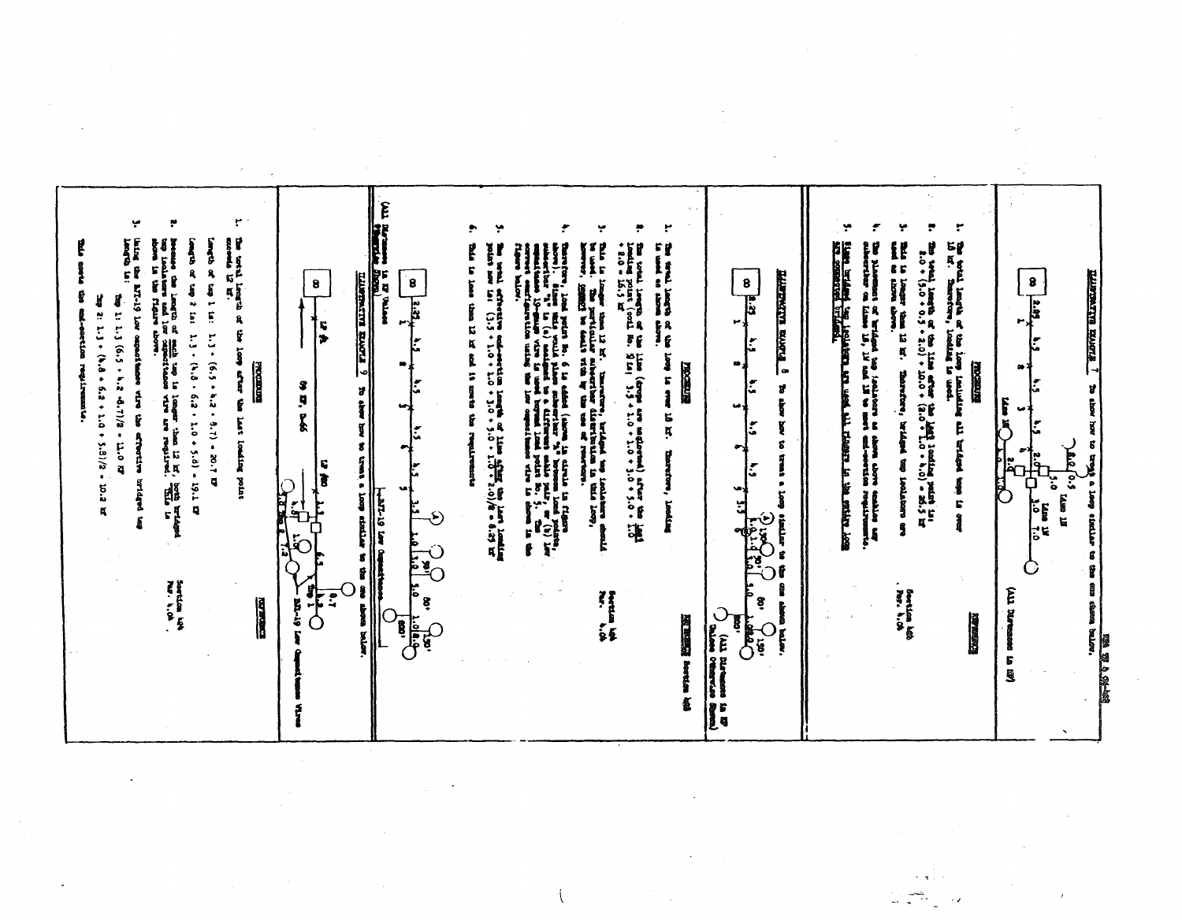## ILLUSTRATIVE EXAMPLE 7

To show how to treat a loop similar to the one shown below.

(All Distances in KF)

### PROCEDURE

1. The total length of the loop including all bridged taps is over 18 kf. Therefore, loading is used.
2. The total length of the line after the last loading point is: 2.0 + (5.0 + 0.5 + 2.0) + 10.0 + (2.0 + 1.0 + 4.0) = 26.5 kf
3. This is longer than 12 kf. Therefore, bridged tap isolators are used as shown above.
4. The placement of bridged tap isolators as shown above enables any subscriber on lines 1K, 1M and 1N to meet end-section requirements.
5. Since bridged tap isolators are used all risers in the entire loop are considered bridged.

### REFERENCE

Section 4.0
Par. 4.04

## ILLUSTRATIVE EXAMPLE 8

To show how to treat a loop similar to the one shown below.

(All Distances in KF Unless Otherwise Shown)

### PROCEDURE

1. The total length of the loop is over 18 kf. Therefore, loading is used as shown above.
2. The total length of the line (drops are neglected) after the last loading point (coil No. 5) is: 3.5 + 1.0 + 1.0 + 5.0 + 5.0 + 1.0 + 8.0 = 16.5 kf
3. This is longer than 12 kf. Therefore, bridged tap isolators should be used. The particular subscriber distribution in this loop, however, permit to dealt with by the use of reserves.

   Therefore, load point No. 6 is added (shown in circle in figure above). Since this would place subscriber "A" between load points, subscriber "A" is (a) assigned to a different cable pair, or (b) low capacitance 19-gauge wire is used beyond load point No. 5. The correct configuration using the low capacitance wire is shown in the figure below.
4. The total effective end-section length of line after the last loading point now is: (3.5 + 1.0 + 1.0 + 5.0 + 1.0 + 2.0)/8 = 8.25 kf
5. This is less than 12 kf and it meets the requirements.

### REFERENCE

Section 4.0
Par. 4.04

BT-19 Low Capacitance

(All Distances in KF Values Otherwise Shown)

## ILLUSTRATIVE EXAMPLE 9

To show how to treat a loop similar to the one shown below.

BT-19 Low Capacitance Wires

### PROCEDURE

1. The total length of the loop after the last loading point exceeds 12 kf.

   Length of tap 1 is: 1.3 + (6.5 + 4.2 + 8.7) = 20.7 KF

   Length of tap 2 is: 1.3 + (4.8 + 6.2 + 1.0 + 5.8) = 19.1 KF
2. Because the length of each tap is longer than 12 kf, both bridged tap isolators and low capacitance wire are required. This is shown in the figure above.
3. Using the BT-19 low capacitance wire the effective bridged tap length is:

   Tap 1: 1.3 + (6.5 + 4.2 + 8.7)/2 = 11.0 KF

   Tap 2: 1.3 + (4.8 + 6.2 + 1.0 + 5.8)/2 = 10.2 kf

This meets the end-section requirements.

### REFERENCE

Section 4.0
Par. 4.04